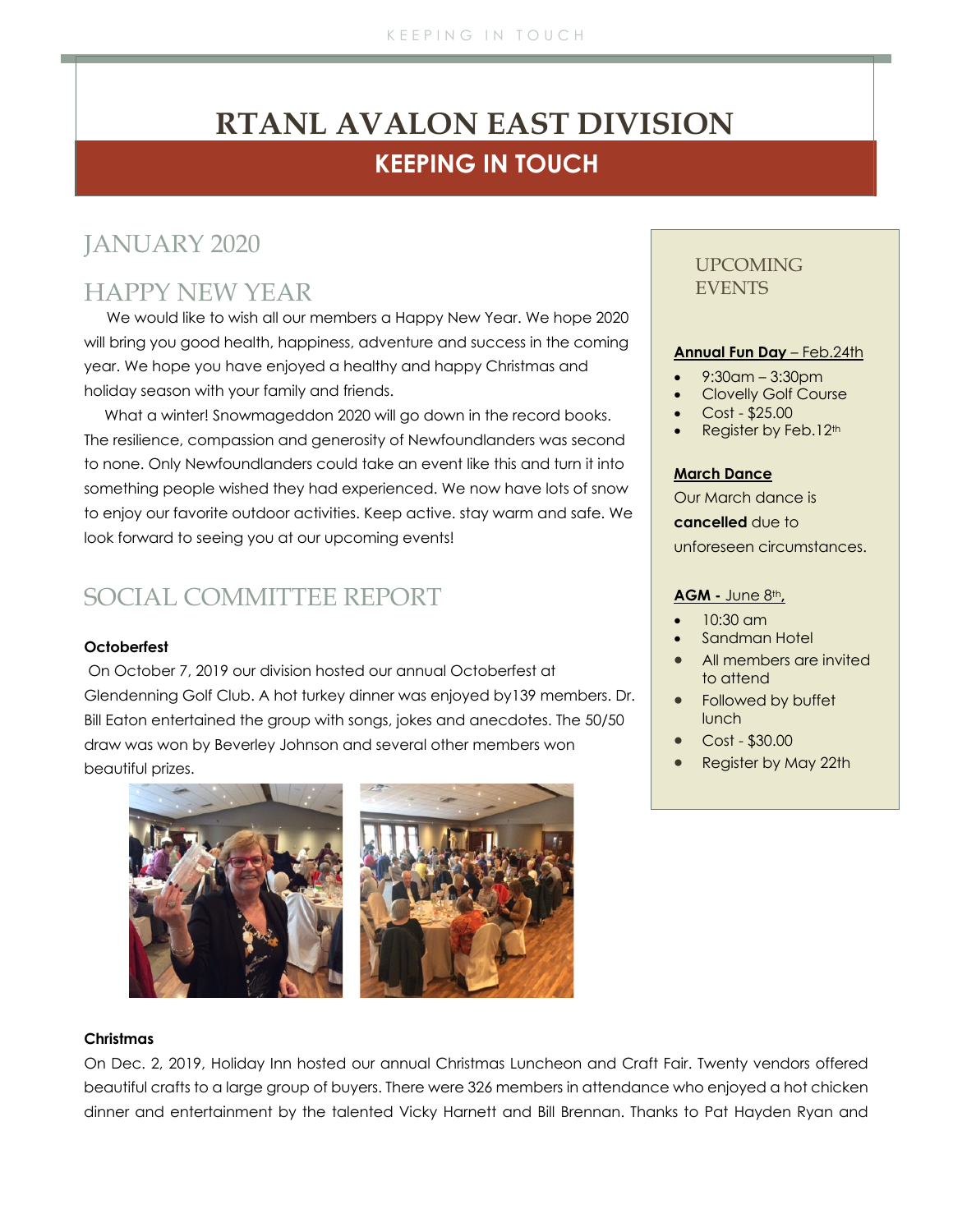# RTANL AVALON EAST DIVISION

## KEEPING IN TOUCH

## JANUARY 2020

## HAPPY NEW YEAR

We would like to wish all our members a Happy New Year. We hope 2020 will bring you good health, happiness, adventure and success in the coming year. We hope you have enjoyed a healthy and happy Christmas and holiday season with your family and friends.

What a winter! Snowmageddon 2020 will go down in the record books. The resilience, compassion and generosity of Newfoundlanders was second to none. Only Newfoundlanders could take an event like this and turn it into something people wished they had experienced. We now have lots of snow to enjoy our favorite outdoor activities. Keep active. stay warm and safe. We look forward to seeing you at our upcoming events!

## SOCIAL COMMITTEE REPORT

**Octoberfest**

On October 7, 2019 our division hosted our annual Octoberfest at Glendenning Golf Club. A hot turkey dinner was enjoyed by139 members. Dr. Bill Eaton entertained the group with songs, jokes and anecdotes. The 50/50 draw was won by Beverley Johnson and several other members won beautiful prizes.

**Christmas**

On Dec. 2, 2019, Holiday Inn hosted our annual Christmas Luncheon and Craft Fair. Twenty vendors offered beautiful crafts to a large group of buyers. There were 326 members in attendance who enjoyed a hot chicken dinner and entertainment by the talented Vicky Harnett and Bill Brennan. Thanks to Pat Hayden Ryan and

## UPCOMING EVENTS

**Annual Fun Day** – Feb.24th

- 9:30am – 3:30pm
- Clovelly Golf Course
- Cost - $25.00
- Register by Feb.12th

**March Dance**

Our March dance is **cancelled** due to unforeseen circumstances.

**AGM -** June 8th,

- 10:30 am
- Sandman Hotel
- All members are invited to attend
- Followed by buffet lunch
- Cost - $30.00
- Register by May 22th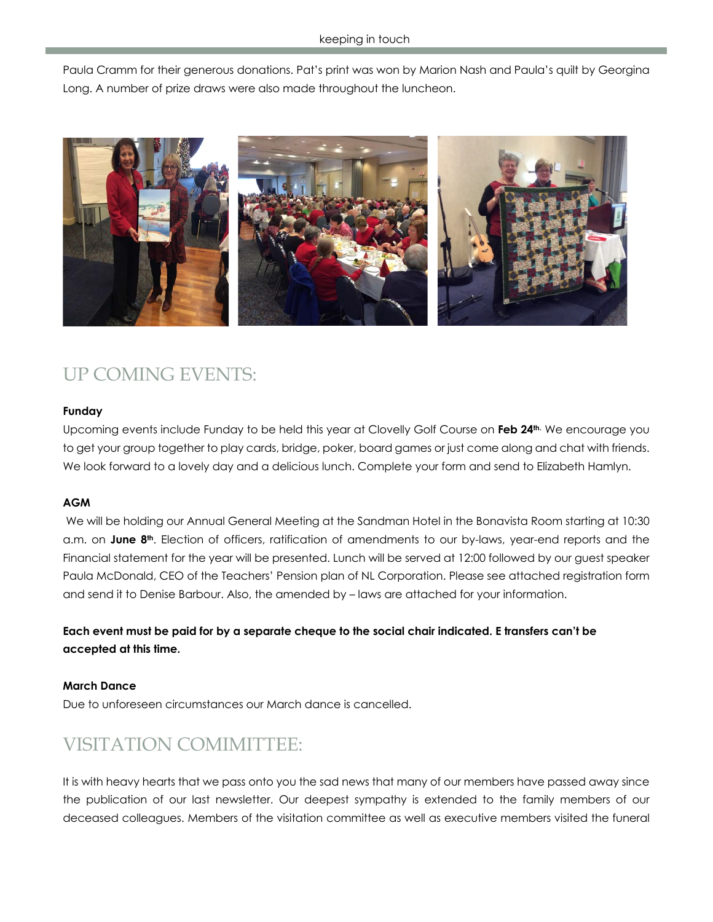Paula Cramm for their generous donations. Pat's print was won by Marion Nash and Paula's quilt by Georgina Long. A number of prize draws were also made throughout the luncheon.

## UP COMING EVENTS:

**Funday**

Upcoming events include Funday to be held this year at Clovelly Golf Course on **Feb 24th.** We encourage you to get your group together to play cards, bridge, poker, board games or just come along and chat with friends. We look forward to a lovely day and a delicious lunch. Complete your form and send to Elizabeth Hamlyn.

**AGM**

We will be holding our Annual General Meeting at the Sandman Hotel in the Bonavista Room starting at 10:30 a.m. on **June 8th**. Election of officers, ratification of amendments to our by-laws, year-end reports and the Financial statement for the year will be presented. Lunch will be served at 12:00 followed by our guest speaker Paula McDonald, CEO of the Teachers' Pension plan of NL Corporation. Please see attached registration form and send it to Denise Barbour. Also, the amended by – laws are attached for your information.

**Each event must be paid for by a separate cheque to the social chair indicated. E transfers can't be accepted at this time.**

**March Dance**

Due to unforeseen circumstances our March dance is cancelled.

## VISITATION COMIMITTEE:

It is with heavy hearts that we pass onto you the sad news that many of our members have passed away since the publication of our last newsletter. Our deepest sympathy is extended to the family members of our deceased colleagues. Members of the visitation committee as well as executive members visited the funeral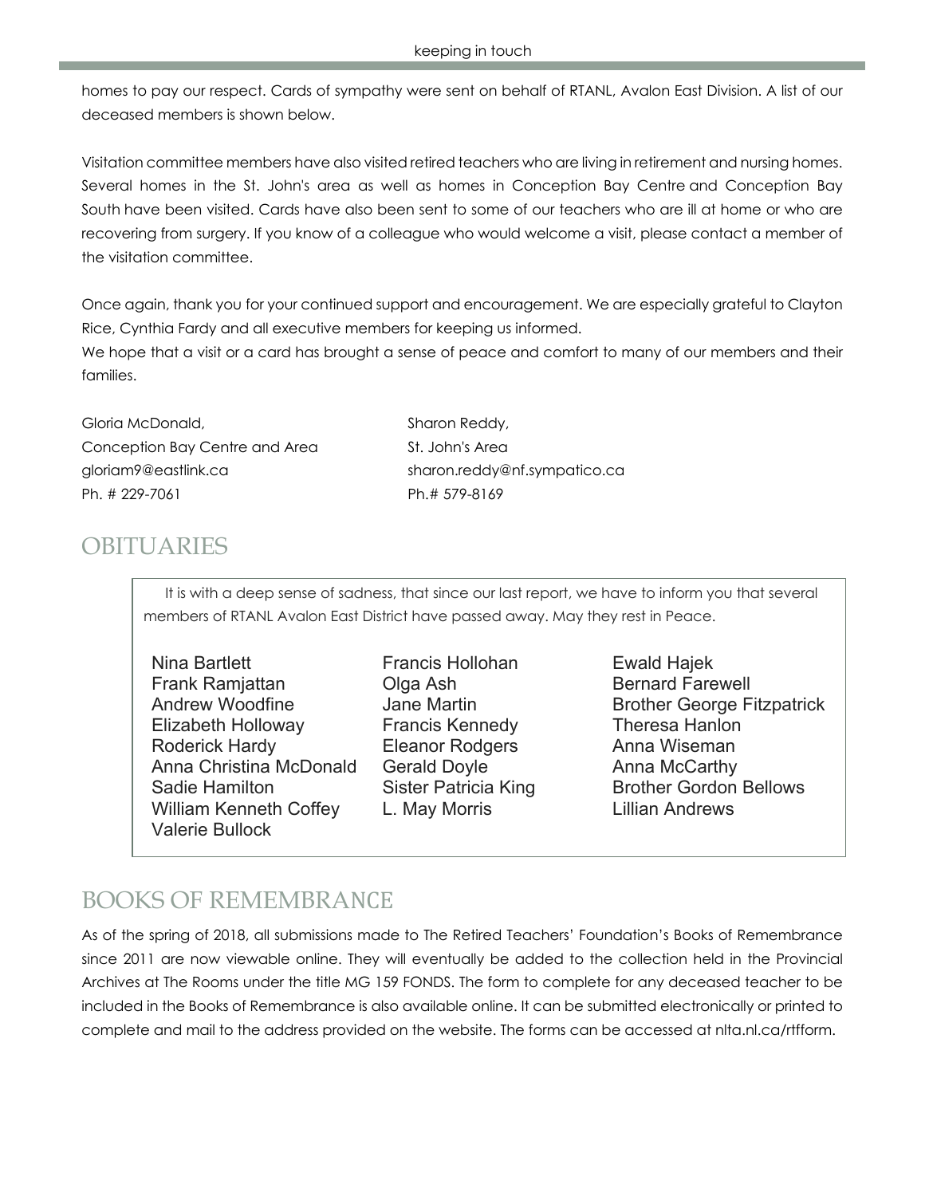homes to pay our respect. Cards of sympathy were sent on behalf of RTANL, Avalon East Division. A list of our deceased members is shown below.

Visitation committee members have also visited retired teachers who are living in retirement and nursing homes. Several homes in the St. John's area as well as homes in Conception Bay Centre and Conception Bay South have been visited. Cards have also been sent to some of our teachers who are ill at home or who are recovering from surgery. If you know of a colleague who would welcome a visit, please contact a member of the visitation committee.

Once again, thank you for your continued support and encouragement. We are especially grateful to Clayton Rice, Cynthia Fardy and all executive members for keeping us informed.
We hope that a visit or a card has brought a sense of peace and comfort to many of our members and their families.

Gloria McDonald,
Conception Bay Centre and Area
gloriam9@eastlink.ca
Ph. # 229-7061

Sharon Reddy,
St. John's Area
sharon.reddy@nf.sympatico.ca
Ph.# 579-8169

## OBITUARIES

It is with a deep sense of sadness, that since our last report, we have to inform you that several members of RTANL Avalon East District have passed away. May they rest in Peace.

- Nina Bartlett
- Frank Ramjattan
- Andrew Woodfine
- Elizabeth Holloway
- Roderick Hardy
- Anna Christina McDonald
- Sadie Hamilton
- William Kenneth Coffey
- Valerie Bullock
- Francis Hollohan
- Olga Ash
- Jane Martin
- Francis Kennedy
- Eleanor Rodgers
- Gerald Doyle
- Sister Patricia King
- L. May Morris
- Ewald Hajek
- Bernard Farewell
- Brother George Fitzpatrick
- Theresa Hanlon
- Anna Wiseman
- Anna McCarthy
- Brother Gordon Bellows
- Lillian Andrews

## BOOKS OF REMEMBRANCE

As of the spring of 2018, all submissions made to The Retired Teachers' Foundation's Books of Remembrance since 2011 are now viewable online. They will eventually be added to the collection held in the Provincial Archives at The Rooms under the title MG 159 FONDS. The form to complete for any deceased teacher to be included in the Books of Remembrance is also available online. It can be submitted electronically or printed to complete and mail to the address provided on the website. The forms can be accessed at nlta.nl.ca/rtfform.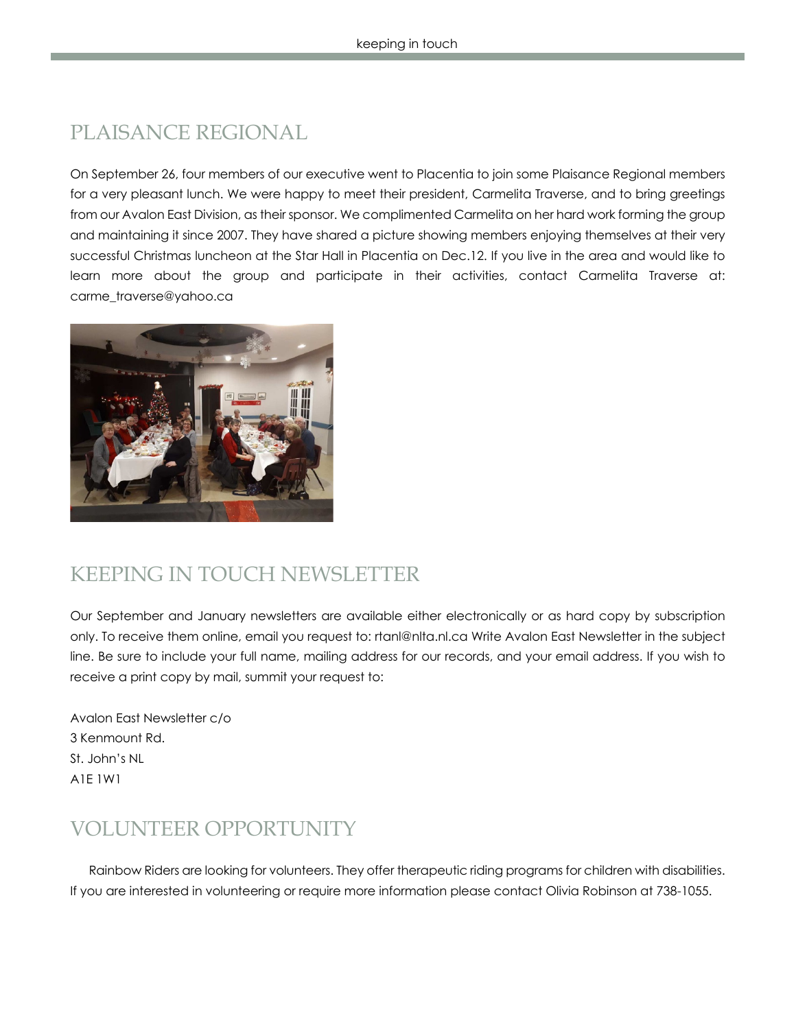## PLAISANCE REGIONAL

On September 26, four members of our executive went to Placentia to join some Plaisance Regional members for a very pleasant lunch. We were happy to meet their president, Carmelita Traverse, and to bring greetings from our Avalon East Division, as their sponsor. We complimented Carmelita on her hard work forming the group and maintaining it since 2007. They have shared a picture showing members enjoying themselves at their very successful Christmas luncheon at the Star Hall in Placentia on Dec.12. If you live in the area and would like to learn more about the group and participate in their activities, contact Carmelita Traverse at: carme_traverse@yahoo.ca

## KEEPING IN TOUCH NEWSLETTER

Our September and January newsletters are available either electronically or as hard copy by subscription only. To receive them online, email you request to: rtanl@nlta.nl.ca Write Avalon East Newsletter in the subject line. Be sure to include your full name, mailing address for our records, and your email address. If you wish to receive a print copy by mail, summit your request to:

Avalon East Newsletter c/o
3 Kenmount Rd.
St. John's NL
A1E 1W1

## VOLUNTEER OPPORTUNITY

Rainbow Riders are looking for volunteers. They offer therapeutic riding programs for children with disabilities. If you are interested in volunteering or require more information please contact Olivia Robinson at 738-1055.